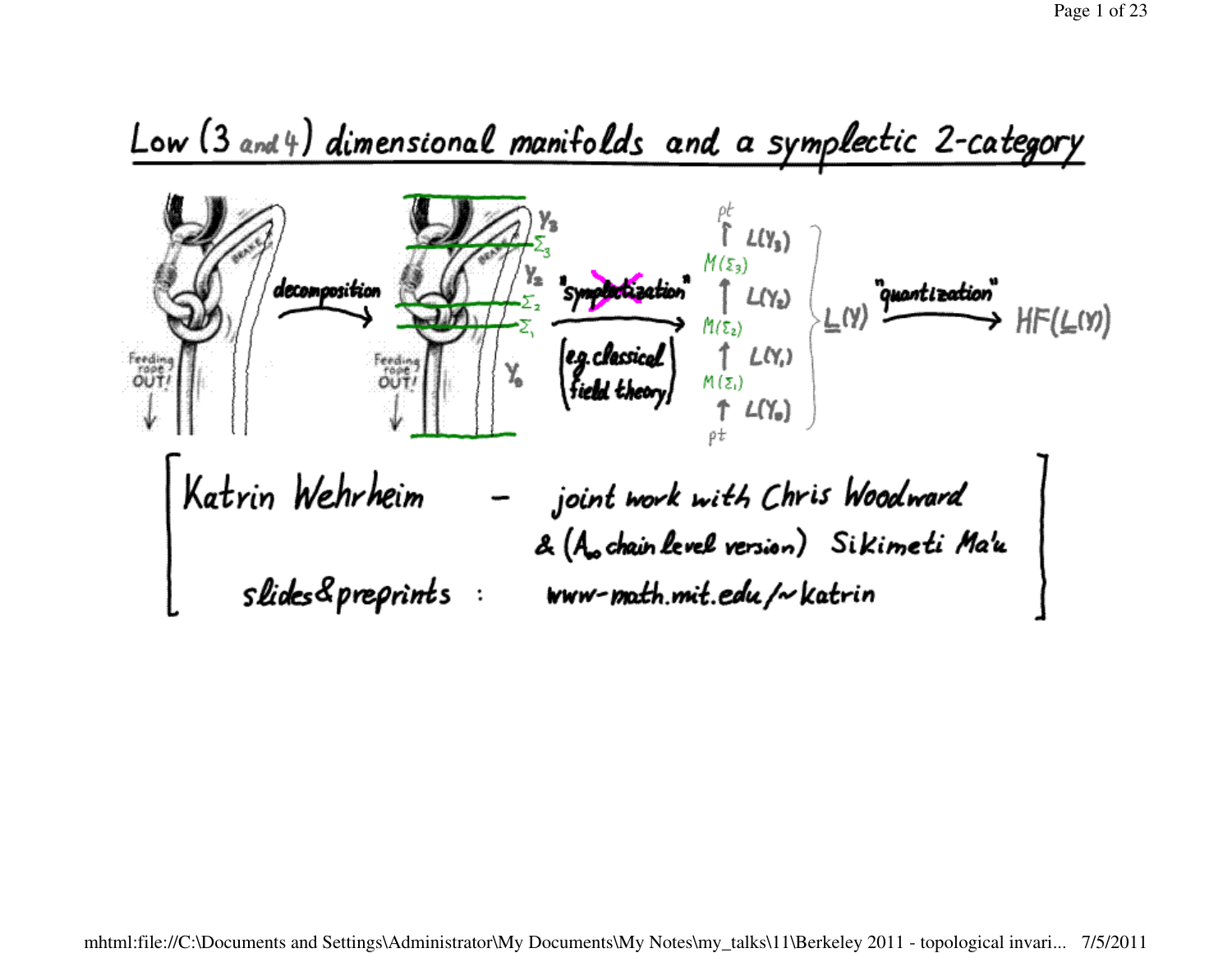# Low (3 and 4) dimensional manifolds and a symplectic 2-category

decomposition → "symplectization" (e.g. classical field theory) → "quantization"

$$pt \xrightarrow{L(Y_0)} M(\Sigma_1) \xrightarrow{L(Y_1)} M(\Sigma_2) \xrightarrow{L(Y_2)} M(\Sigma_3) \xrightarrow{L(Y_3)} pt \quad \Big\} \; \underline{L}(Y) \xrightarrow{\text{"quantization"}} HF(\underline{L}(Y))$$

Katrin Wehrheim – joint work with Chris Woodward & ($A_\infty$ chain level version) Sikimeti Ma'u

slides & preprints : www-math.mit.edu/~katrin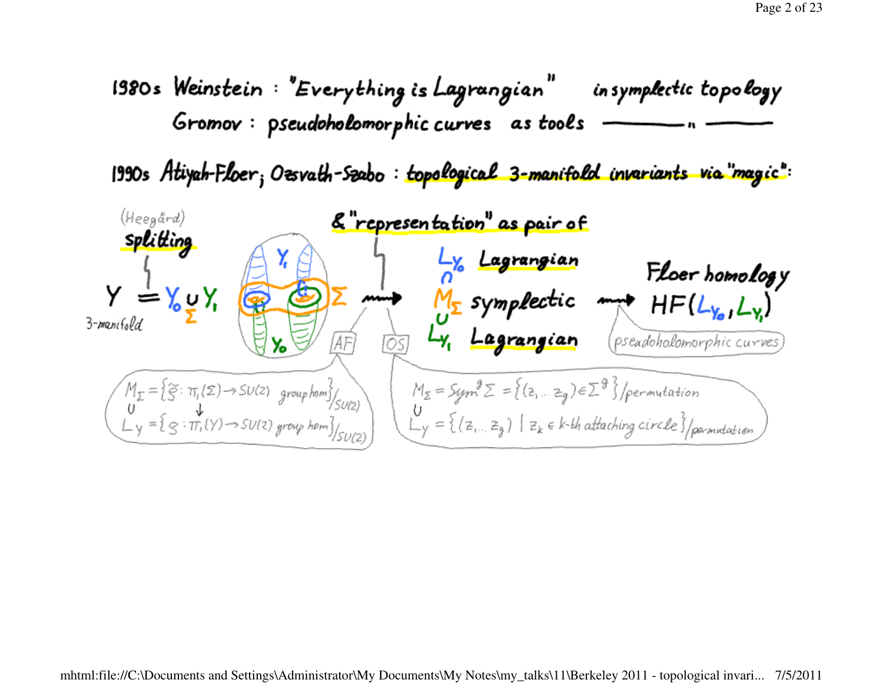1980s Weinstein : "Everything is Lagrangian" in symplectic topology

Gromov : pseudoholomorphic curves as tools ——— " ———

1990s Atiyah-Floer; Ozsvath-Szabo : topological 3-manifold invariants via "magic":

(Heegård) splitting

$Y = Y_0 \underset{\Sigma}{\cup} Y_1$

3-manifold

& "representation" as pair of

$L_{Y_0}$ Lagrangian

$\cap$

$M_\Sigma$ symplectic

$\cup$

$L_{Y_1}$ Lagrangian

Floer homology $HF(L_{Y_0}, L_{Y_1})$

(pseudoholomorphic curves)

AF:

$M_\Sigma = \{\tilde{\varrho} : \pi_1(\Sigma) \to SU(2) \text{ group hom}\}/_{SU(2)}$

$\cup \qquad \downarrow$

$L_Y = \{\varrho : \pi_1(Y) \to SU(2) \text{ group hom}\}/_{SU(2)}$

OS:

$M_\Sigma = Sym^g \Sigma = \{(z_1 \ldots z_g) \in \Sigma^g\}/\text{permutation}$

$\cup$

$L_Y = \{(z_1 \ldots z_g) \mid z_k \in k\text{-th attaching circle}\}/\text{permutation}$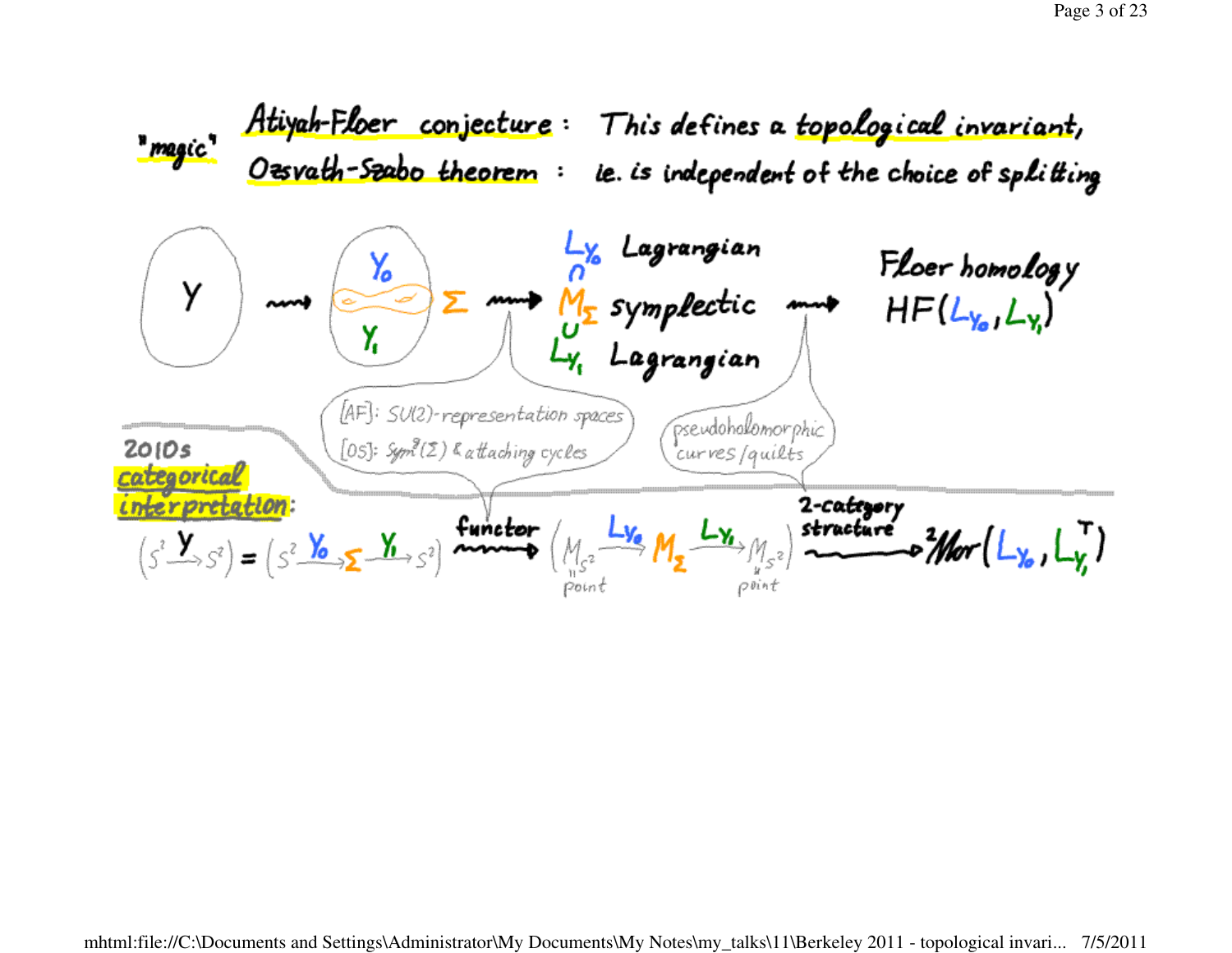"magic"

**Atiyah-Floer conjecture**: This defines a topological invariant,

**Ozsvath-Szabo theorem**: ie. is independent of the choice of splitting

$Y \rightsquigarrow$ ($Y_0$, $\Sigma$, $Y_1$) $\rightsquigarrow$

$L_{Y_0}$ Lagrangian
$\cap$
$M_\Sigma$ symplectic
$\cup$
$L_{Y_1}$ Lagrangian

$\rightsquigarrow$ Floer homology $HF(L_{Y_0}, L_{Y_1})$

[AF]: $SU(2)$-representation spaces
[OS]: $Sym^g(\Sigma)$ & attaching cycles

pseudoholomorphic curves/quilts

**2010s categorical interpretation**:

$$\left(S^2 \xrightarrow{Y} S^2\right) = \left(S^2 \xrightarrow{Y_0} \Sigma \xrightarrow{Y_1} S^2\right) \overset{\text{functor}}{\rightsquigarrow} \left(M_{S^2} \xrightarrow{L_{Y_0}} M_\Sigma \xrightarrow{L_{Y_1}} M_{S^2}\right) \overset{\text{2-category structure}}{\rightsquigarrow} {}^2Mor(L_{Y_0}, L_{Y_1}^T)$$

$M_{S^2}$ = point

$M_{S^2}$ = point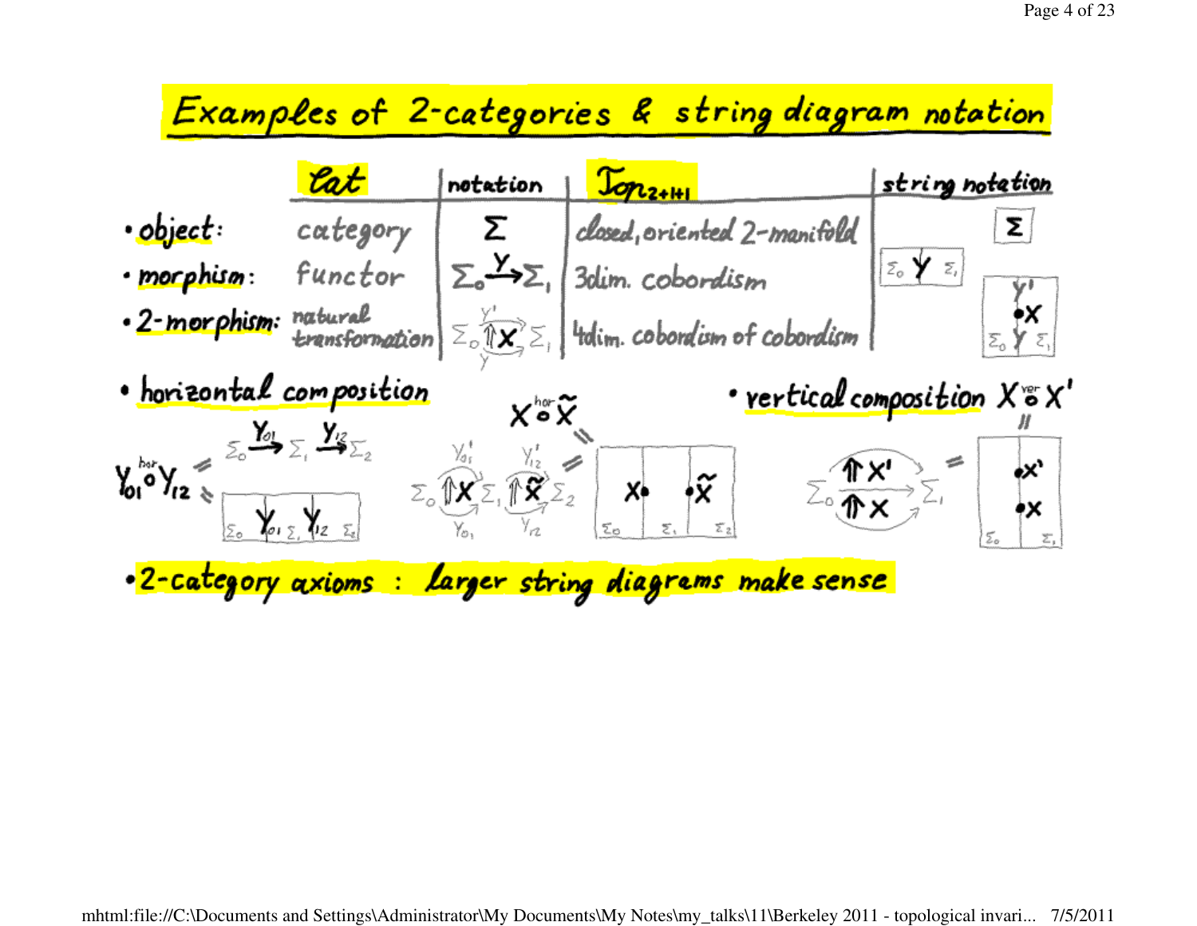# Examples of 2-categories & string diagram notation

| | $\mathcal{C}at$ | notation | $\mathcal{T}op_{2+1+1}$ | string notation |
|---|---|---|---|---|
| • object: | category | $\Sigma$ | closed, oriented 2-manifold | $\Sigma$ |
| • morphism: | functor | $\Sigma_0 \xrightarrow{Y} \Sigma_1$ | 3dim. cobordism | $\Sigma_0$ $Y$ $\Sigma_1$ |
| • 2-morphism: | natural transformation | $\Sigma_0 \Uparrow X \; \Sigma_1$ (from $Y$ to $Y'$) | 4dim. cobordism of cobordism | $Y'$, $\bullet X$, $\Sigma_0$ $Y$ $\Sigma_1$ |

• horizontal composition

$$Y_{01} \overset{hor}{\circ} Y_{12} = \Sigma_0 \xrightarrow{Y_{01}} \Sigma_1 \xrightarrow{Y_{12}} \Sigma_2 = \boxed{\Sigma_0 \; Y_{01} \; \Sigma_1 \; Y_{12} \; \Sigma_2}$$

$$X \overset{hor}{\circ} \tilde{X} = \Sigma_0 \Uparrow X \; \Sigma_1 \Uparrow \tilde{X} \; \Sigma_2 = \boxed{X\bullet \;\; \bullet\tilde{X} \;\; \Sigma_0 \;\; \Sigma_1 \;\; \Sigma_2}$$

(with $X: Y_{01} \Rightarrow Y'_{01}$, $\tilde{X}: Y_{12} \Rightarrow Y'_{12}$)

• vertical composition $X \overset{ver}{\circ} X'$

$$X \overset{ver}{\circ} X' = \Sigma_0 \begin{smallmatrix}\Uparrow X' \\ \Uparrow X\end{smallmatrix} \Sigma_1 = \boxed{\bullet X' \;\; \bullet X \;\; \Sigma_0 \;\; \Sigma_1}$$

• 2-category axioms : larger string diagrams make sense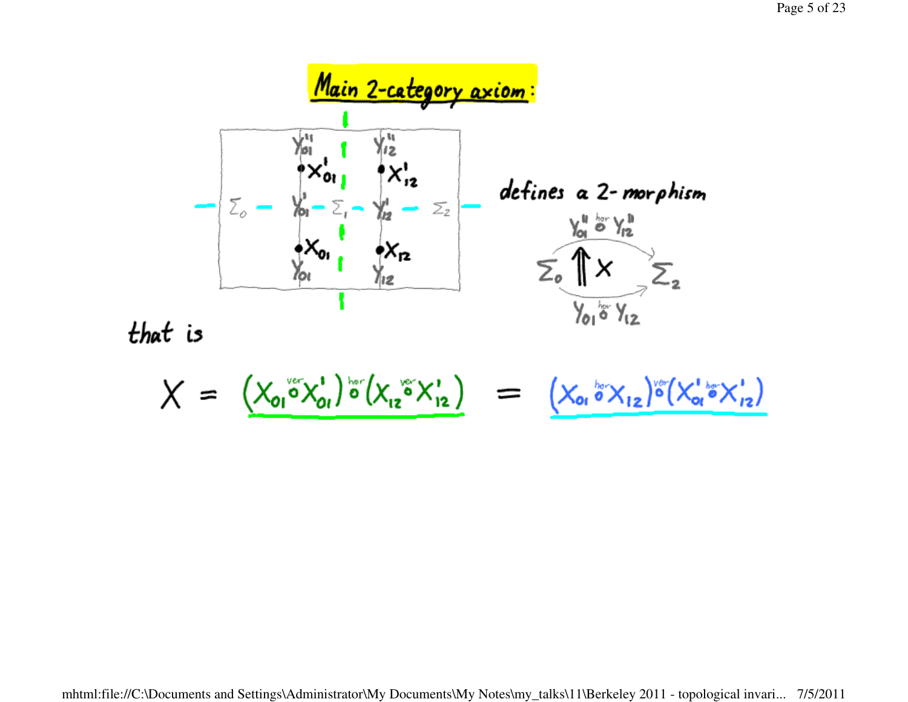## Main 2-category axiom:

| $\Sigma_0$ | $Y''_{01}$, $\bullet X'_{01}$, $Y'_{01}$, $\bullet X_{01}$, $Y_{01}$ | $\Sigma_1$ | $Y''_{12}$, $\bullet X'_{12}$, $Y'_{12}$, $\bullet X_{12}$, $Y_{12}$ | $\Sigma_2$ |
|---|---|---|---|---|

defines a 2-morphism

$$\Sigma_0 \overset{Y''_{01} \overset{hor}{\circ} Y''_{12}}{\underset{Y_{01} \overset{hor}{\circ} Y_{12}}{\Uparrow X}} \Sigma_2$$

that is

$$X = \left(X_{01} \overset{ver}{\circ} X'_{01}\right) \overset{hor}{\circ} \left(X_{12} \overset{ver}{\circ} X'_{12}\right) = \left(X_{01} \overset{hor}{\circ} X_{12}\right) \overset{ver}{\circ} \left(X'_{01} \overset{hor}{\circ} X'_{12}\right)$$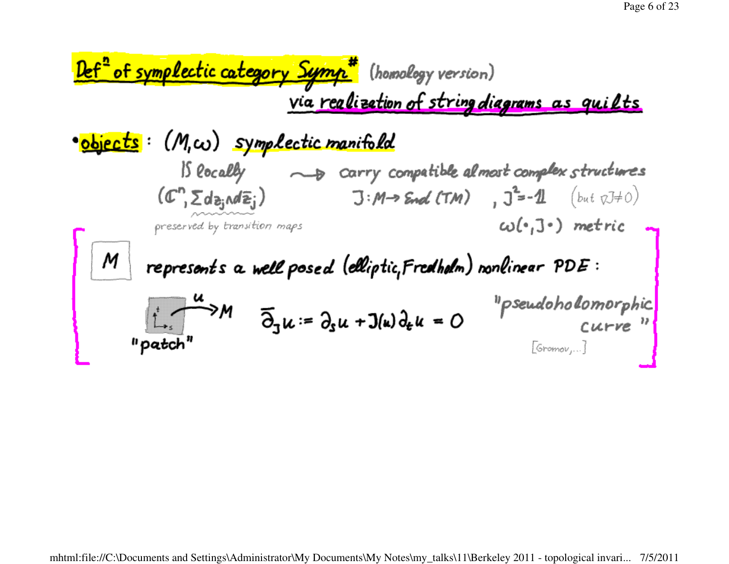# Def$^{\text{n}}$ of symplectic category Symp$^{\#}$ (homology version)

**via realization of string diagrams as quilts**

- **objects**: $(M, \omega)$ symplectic manifold

  $\cong$ locally $(\mathbb{C}^n, \sum dz_j \wedge d\bar{z}_j)$ — preserved by transition maps

  $\rightsquigarrow$ carry compatible almost complex structures $J : M \to \mathrm{End}(TM)$, $J^2 = -\mathbb{1}$ (but $\nabla J \neq 0$)

  $\omega(\cdot, J\cdot)$ metric

[ $M$ represents a well posed (elliptic, Fredholm) nonlinear PDE:

"patch" $\xrightarrow{u} M$ $\quad \bar{\partial}_J u := \partial_s u + J(u)\partial_t u = 0$ $\quad$ "pseudoholomorphic curve" [Gromov, ...] ]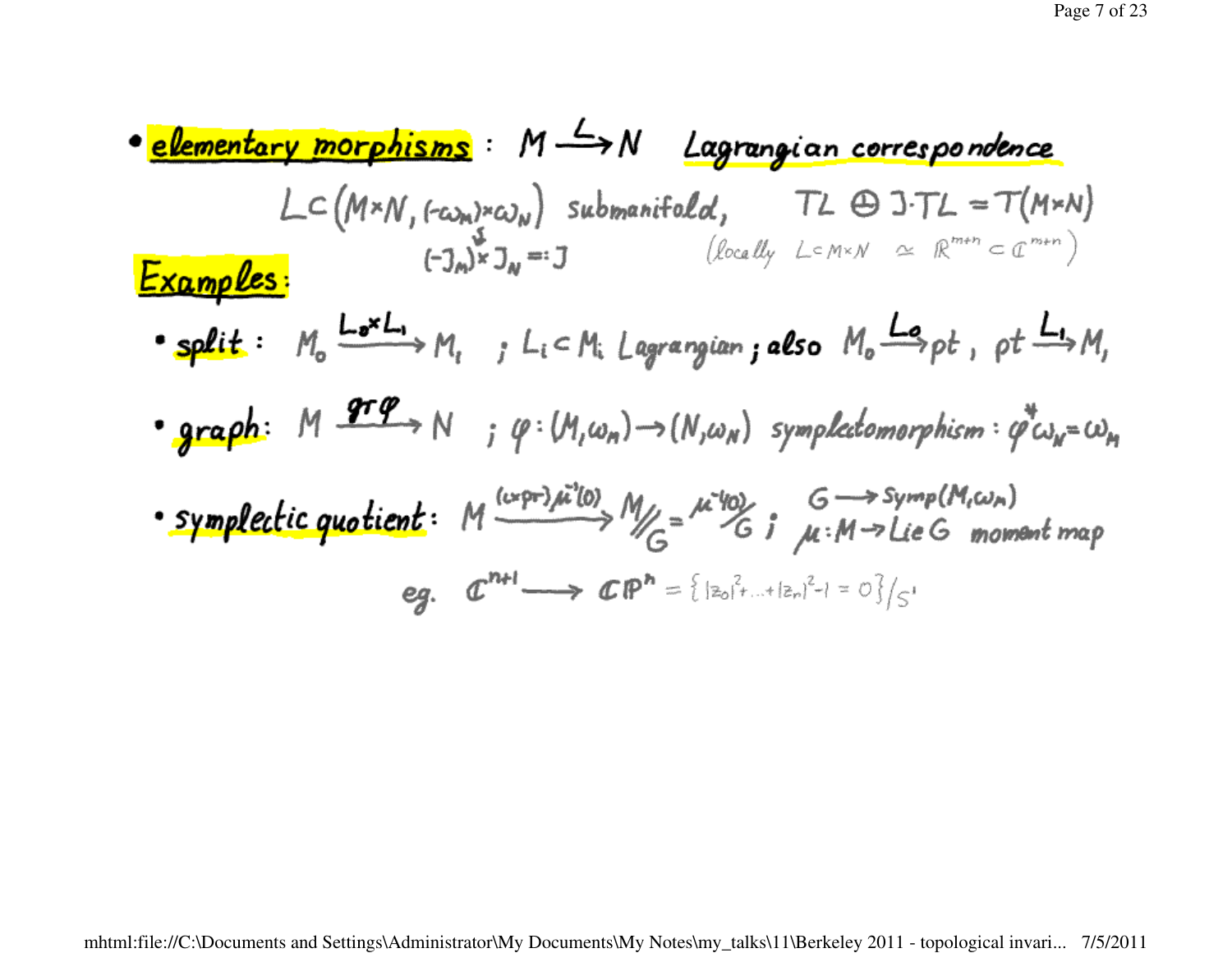- **elementary morphisms** : $M \xrightarrow{L} N$ *Lagrangian correspondence*

  $L \subset (M \times N, (-\omega_M) \times \omega_N)$ submanifold, $\quad TL \oplus J \cdot TL = T(M \times N)$

  $(-J_M) \times J_N =: J$ $\qquad$ (locally $L \subset M \times N \simeq \mathbb{R}^{m+n} \subset \mathbb{C}^{m+n}$)

**Examples:**

- **split** : $M_0 \xrightarrow{L_0 \times L_1} M_1$ ; $L_i \subset M_i$ Lagrangian ; also $M_0 \xrightarrow{L_0} pt$ , $pt \xrightarrow{L_1} M_1$

- **graph**: $M \xrightarrow{gr\,\varphi} N$ ; $\varphi : (M, \omega_M) \to (N, \omega_N)$ symplectomorphism : $\varphi^* \omega_N = \omega_M$

- **symplectic quotient**: $M \xrightarrow{(\iota \times pr)\,\mu^{-1}(0)} M/\!\!/G = \mu^{-1}(0)/G$ ; $G \to Symp(M, \omega_M)$, $\mu : M \to Lie\, G$ moment map

  eg. $\mathbb{C}^{n+1} \longrightarrow \mathbb{CP}^n = \{ |z_0|^2 + \ldots + |z_n|^2 - 1 = 0 \} / S^1$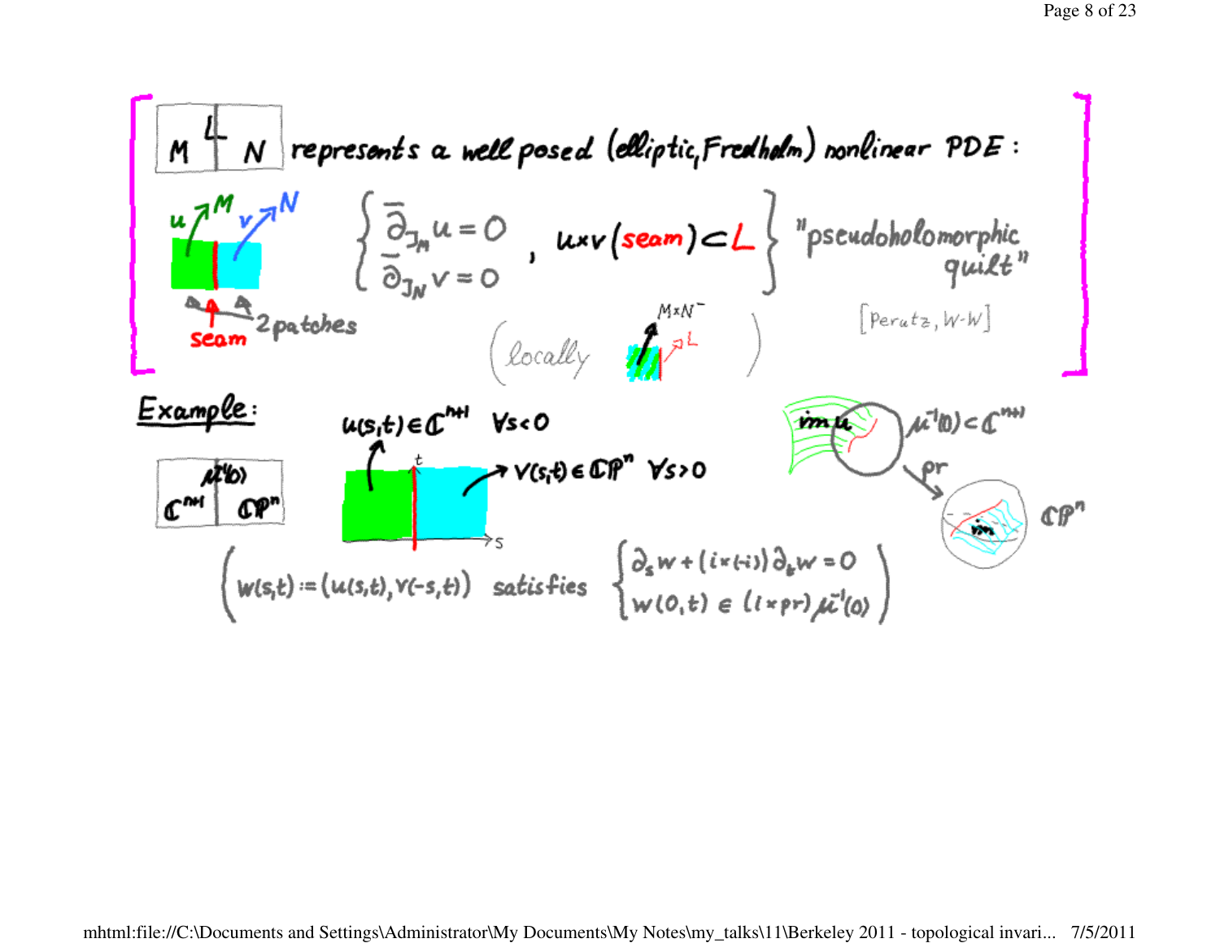[ $M \overset{L}{|} N$ represents a well posed (elliptic, Fredholm) nonlinear PDE:

$u \nearrow M$, $v \nearrow N$ — 2 patches, seam

$$\left\{ \begin{array}{l} \bar\partial_{J_M} u = 0 \\ \bar\partial_{J_N} v = 0 \end{array} , \quad u \times v(\text{seam}) \subset L \right\}$$ "pseudoholomorphic quilt"

(locally $\nearrow M \times N^-$, $\nearrow L$)

[Perutz, W-W] ]

**Example:**

$\mathbb{C}^{n+1} \overset{\mu^{-1}(0)}{|} \mathbb{CP}^n$

$u(s,t) \in \mathbb{C}^{n+1} \ \forall s<0$

$v(s,t) \in \mathbb{CP}^n \ \forall s>0$

im $u$, $\mu^{-1}(0) \subset \mathbb{C}^{n+1}$, pr, im, $\mathbb{CP}^n$

$$\left( w(s,t) := (u(s,t), v(-s,t)) \ \text{ satisfies } \left\{ \begin{array}{l} \partial_s w + (i \times (-i)) \partial_t w = 0 \\ w(0,t) \in (1 \times \text{pr}) \mu^{-1}(0) \end{array} \right. \right)$$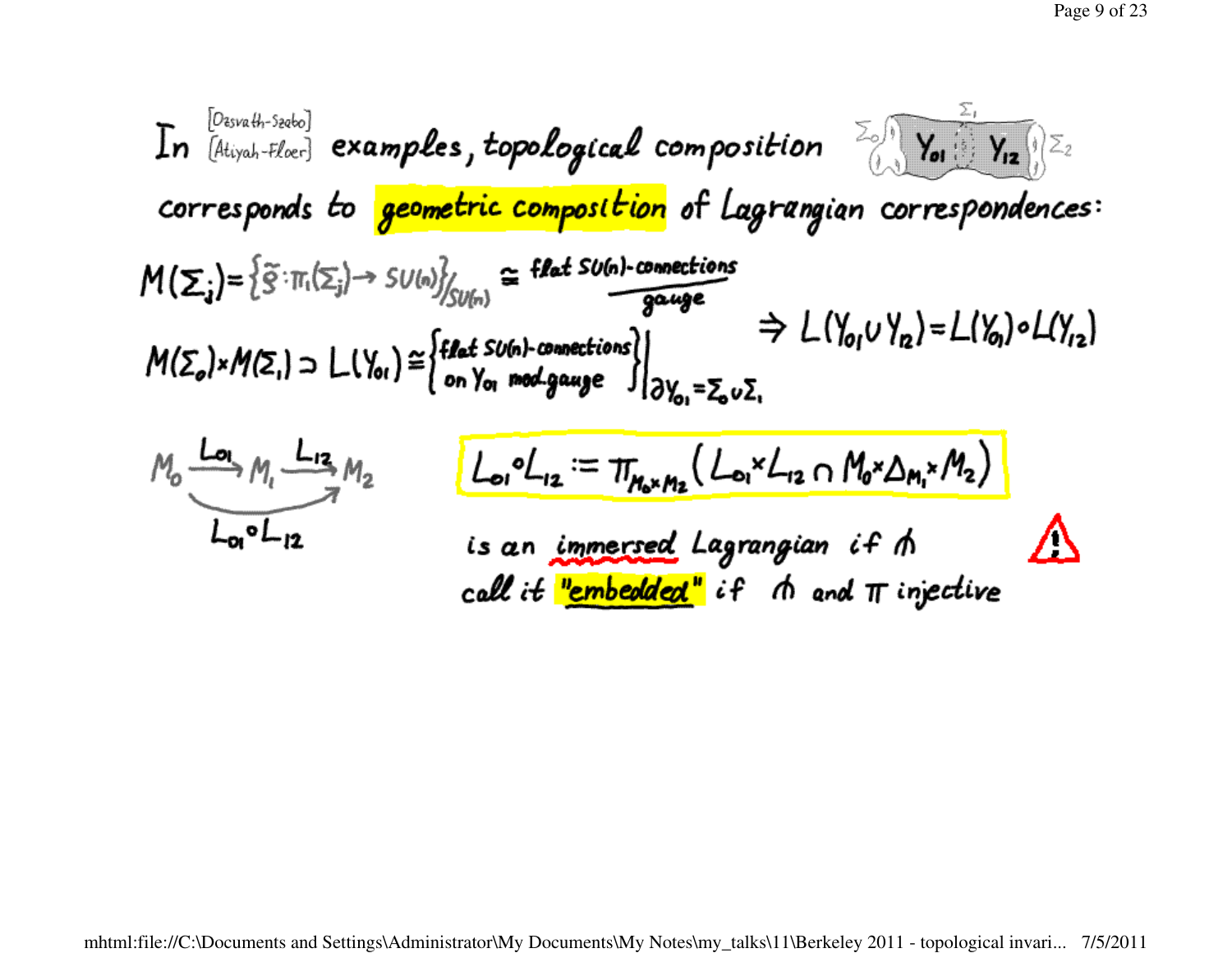In [Ozsvath-Szabo] [Atiyah-Floer] examples, topological composition corresponds to **geometric composition** of Lagrangian correspondences:

$\Sigma_0$ $Y_{01}$ $\Sigma_1$ $Y_{12}$ $\Sigma_2$

$$M(\Sigma_j) = \{\tilde{g} : \pi_1(\Sigma_j) \to SU(n)\}/_{SU(n)} \cong \text{flat } SU(n)\text{-connections}/\text{gauge}$$

$$M(\Sigma_0) \times M(\Sigma_1) \supset L(Y_{01}) \cong \left\{ \begin{array}{l} \text{flat } SU(n)\text{-connections} \\ \text{on } Y_{01} \text{ mod gauge} \end{array} \right\} \Big|_{\partial Y_{01} = \Sigma_0 \cup \Sigma_1}$$

$$\Rightarrow L(Y_{01} \cup Y_{12}) = L(Y_{01}) \circ L(Y_{12})$$

$$M_0 \xrightarrow{L_{01}} M_1 \xrightarrow{L_{12}} M_2, \qquad M_0 \xrightarrow{L_{01} \circ L_{12}} M_2$$

$$L_{01} \circ L_{12} := \pi_{M_0 \times M_2}\left( L_{01} \times L_{12} \cap M_0 \times \Delta_{M_1} \times M_2 \right)$$

is an immersed Lagrangian if $\pitchfork$ ⚠

call it **"embedded"** if $\pitchfork$ and $\pi$ injective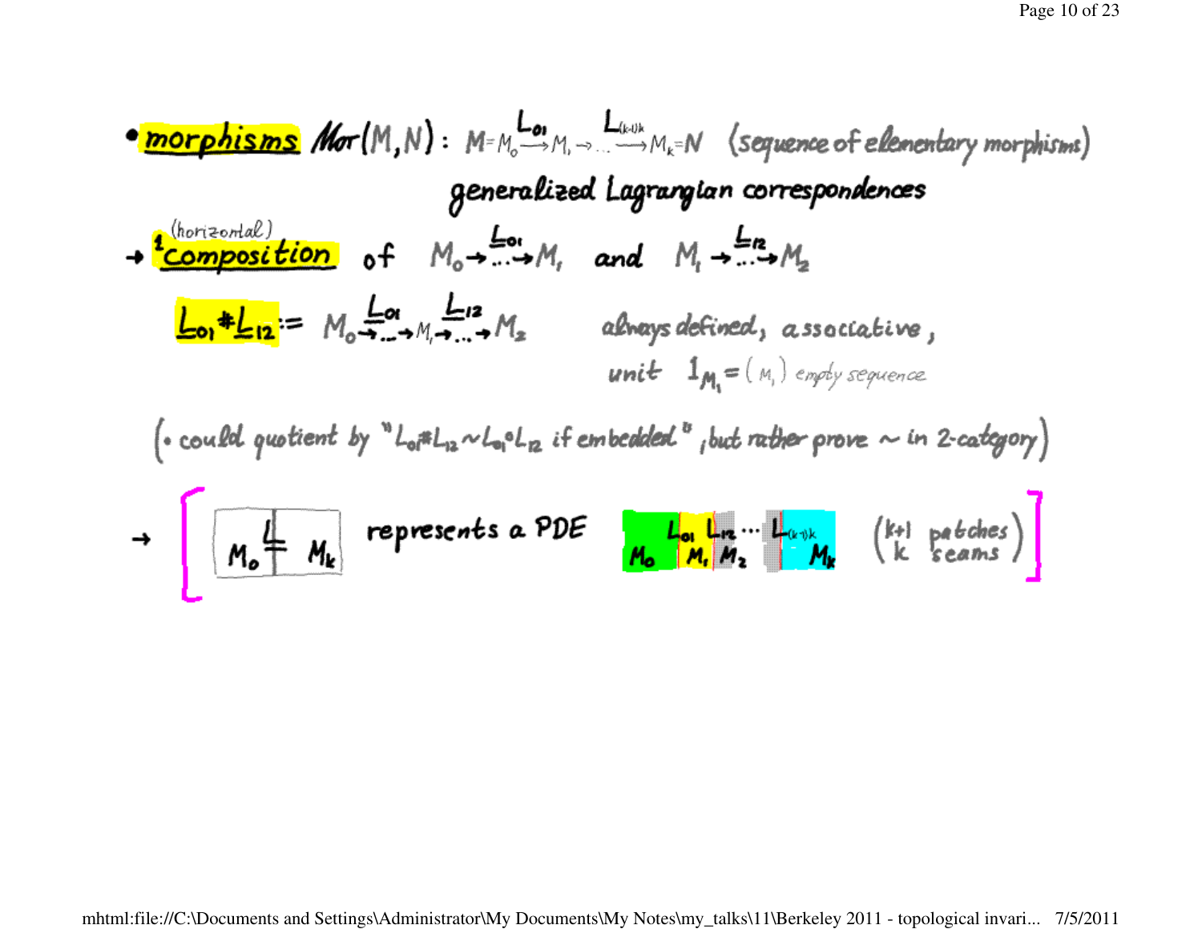- **morphisms** $Mor(M,N)$ : $M = M_0 \xrightarrow{L_{01}} M_1 \to \ldots \xrightarrow{L_{(k-1)k}} M_k = N$ (sequence of elementary morphisms)

  generalized Lagrangian correspondences

→ 1 (horizontal) **composition** of $M_0 \xrightarrow{\underline{L}_{01}} \ldots \to M_1$ and $M_1 \xrightarrow{\underline{L}_{12}} \ldots \to M_2$

$\underline{L}_{01} \# \underline{L}_{12} := M_0 \xrightarrow{\underline{L}_{01}} \ldots \to M_1 \xrightarrow{\underline{L}_{12}} \ldots \to M_2$  always defined, associative,

unit $1_{M_1} = (M_1)$ empty sequence

(• could quotient by "$L_{01} \# L_{12} \sim L_{01} \circ L_{12}$ if embedded", but rather prove $\sim$ in 2-category)

→ [ $M_0 \overset{\underline{L}}{|} M_k$ represents a PDE $M_0 \; L_{01} \; M_1 \; L_{12} \; M_2 \cdots L_{(k-1)k} \; M_k$ ($k+1$ patches, $k$ seams) ]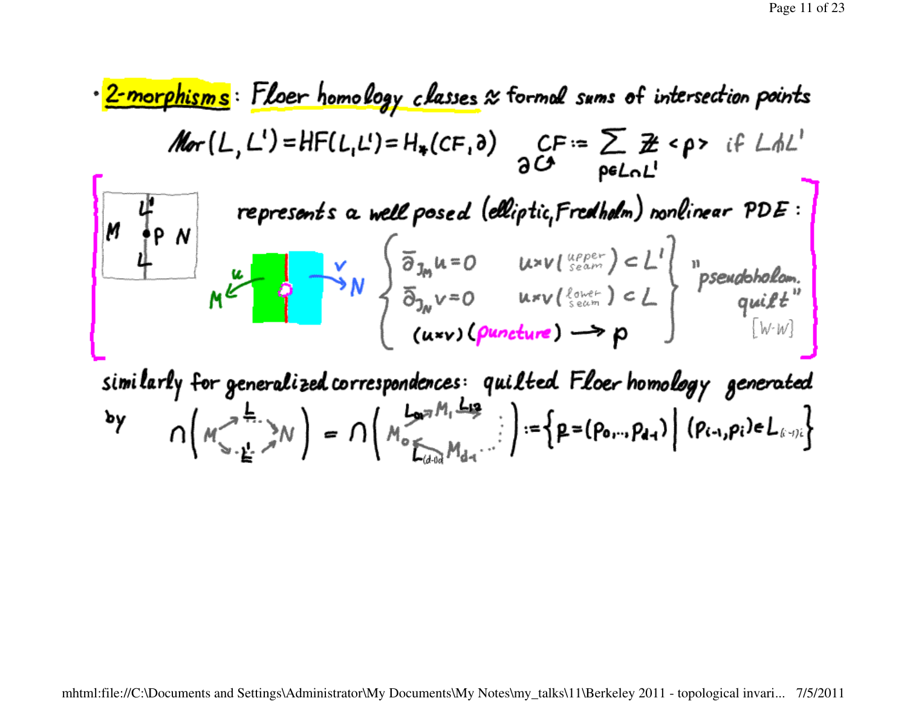- **2-morphisms**: Floer homology classes ≈ formal sums of intersection points

$$Mor(L, L') = HF(L, L') = H_*(CF, \partial) \qquad \underset{\partial \circlearrowleft}{CF} := \sum_{p \in L \cap L'} \mathbb{Z} \langle p \rangle \quad \text{if } L \pitchfork L'$$

[ $M$ | $L'$ • $p$ $L$ | $N$ ] represents a well posed (elliptic, Fredholm) nonlinear PDE:

$M \xleftarrow{u}$ [green | cyan] $\xrightarrow{v} N$

$$\begin{cases} \bar\partial_{J_M} u = 0 & u \times v \left(\begin{smallmatrix}\text{upper}\\ \text{seam}\end{smallmatrix}\right) \subset L' \\ \bar\partial_{J_N} v = 0 & u \times v \left(\begin{smallmatrix}\text{lower}\\ \text{seam}\end{smallmatrix}\right) \subset L \\ (u \times v)(\text{puncture}) \longrightarrow p & \end{cases}$$

"pseudoholom. quilt" [W-W]

similarly for generalized correspondences: quilted Floer homology generated by

$$\cap\left( M \overset{\underline{L}}{\underset{\underline{L}'}{\rightrightarrows}} N \right) = \cap\left( M_0 \xrightarrow{L_{01}} M_1 \xrightarrow{L_{12}} \cdots M_{d-1} \xrightarrow{L_{(d-1)d}} M_0 \right) := \left\{ \underline{p} = (p_0, \ldots, p_{d-1}) \;\middle|\; (p_{i-1}, p_i) \in L_{(i-1)i} \right\}$$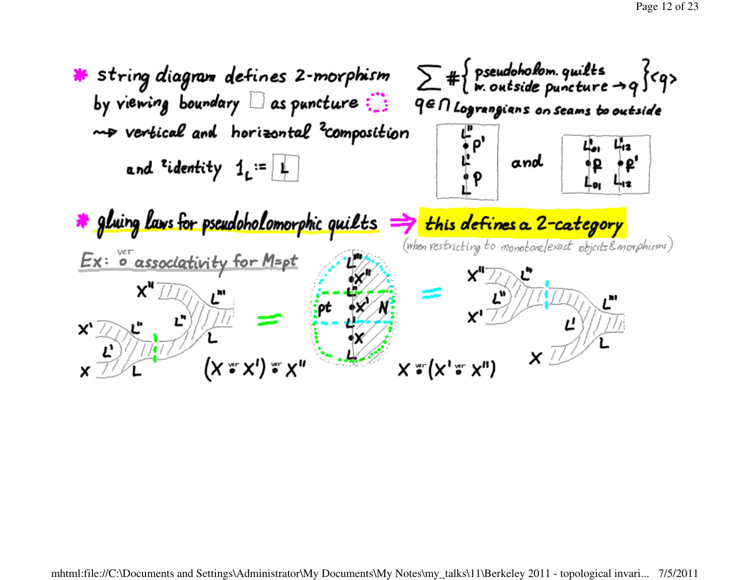- string diagram defines 2-morphism by viewing boundary □ as puncture ⬚ $\rightsquigarrow$ vertical and horizontal ²composition and ²identity $1_L := \boxed{L}$

$\sum \#\left\{ \begin{array}{l} \text{pseudoholom. quilts} \\ \text{w. outside puncture} \to q \end{array} \right\} \langle q \rangle$

$q \in \bigcap$ Lagrangians on seams to outside

$L''$, $p'$, $L'$, $p$, $L$ and $L'_{01}$, $L'_{12}$, $p$, $p'$, $L_{01}$, $L_{12}$

- gluing laws for pseudoholomorphic quilts $\Rightarrow$ **this defines a 2-category**

(when restricting to monotone/exact objects & morphisms)

Ex: $\overset{\text{ver}}{\circ}$ associativity for $M = pt$

$(X \overset{\text{ver}}{\circ} X') \overset{\text{ver}}{\circ} X''$ = (pt, $N$, $L'''$, $X''$, $L''$, $X'$, $L'$, $X$, $L$) = $X \overset{\text{ver}}{\circ} (X' \overset{\text{ver}}{\circ} X'')$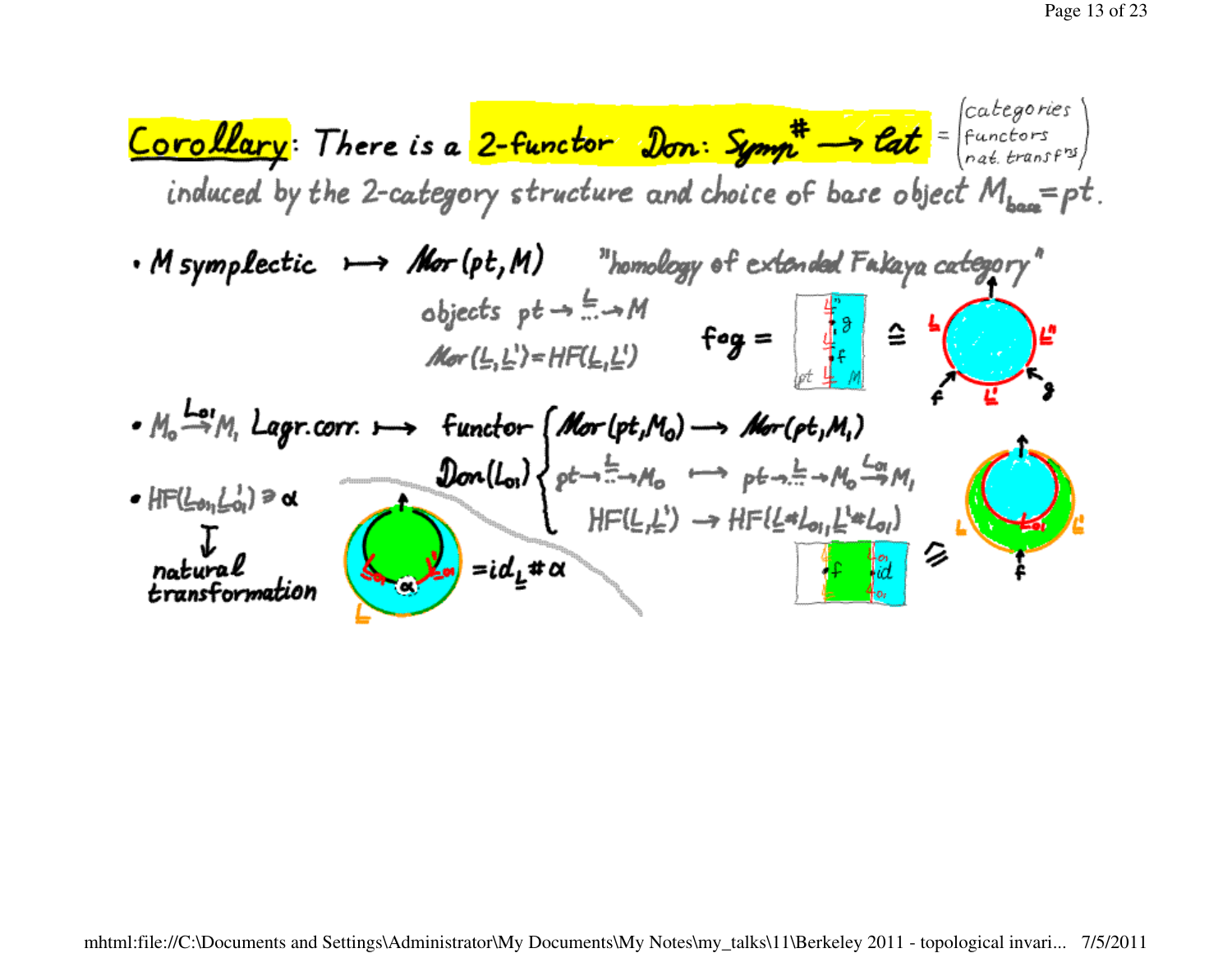**Corollary**: There is a 2-functor $\mathcal{D}on: \mathcal{S}ymp^{\#} \to \mathcal{C}at$ = (categories, functors, nat. transf's) induced by the 2-category structure and choice of base object $M_{base} = pt$.

- $M$ symplectic $\mapsto$ $\mathcal{M}or(pt, M)$ "homology of extended Fukaya category"
  - objects $pt \to \underline{L} \to M$
  - $\mathcal{M}or(\underline{L}, \underline{L}') = HF(\underline{L}, \underline{L}')$

  $f \circ g =$ (strip with $\underline{L}$, $\underline{L}'$, $\underline{L}''$, $f$, $g$, $pt$, $M$) $\hat{=}$ (disk with boundary $L$, $L'$, $L''$, inputs $f$, $g$)

- $M_0 \xrightarrow{L_{01}} M_1$ Lagr. corr. $\mapsto$ functor $\mathcal{D}on(L_{01})$
  $$\begin{cases} \mathcal{M}or(pt, M_0) \to \mathcal{M}or(pt, M_1) \\ pt \to \underline{L} \to M_0 \;\mapsto\; pt \to \underline{L} \to M_0 \xrightarrow{L_{01}} M_1 \\ HF(\underline{L}, \underline{L}') \to HF(\underline{L} \# L_{01}, \underline{L}' \# L_{01}) \end{cases}$$

  (strip with $f$, $id$, $L_{01}$) $\hat{=}$ (disk with $L$, $L'$, $L_{01}$, input $f$)

- $HF(L_{01}, L'_{01}) \ni \alpha$
  $\downarrow$
  natural transformation

  (disk with $L$, $L_{01}$, $L'_{01}$, $\alpha$) $= id_{\underline{L}} \# \alpha$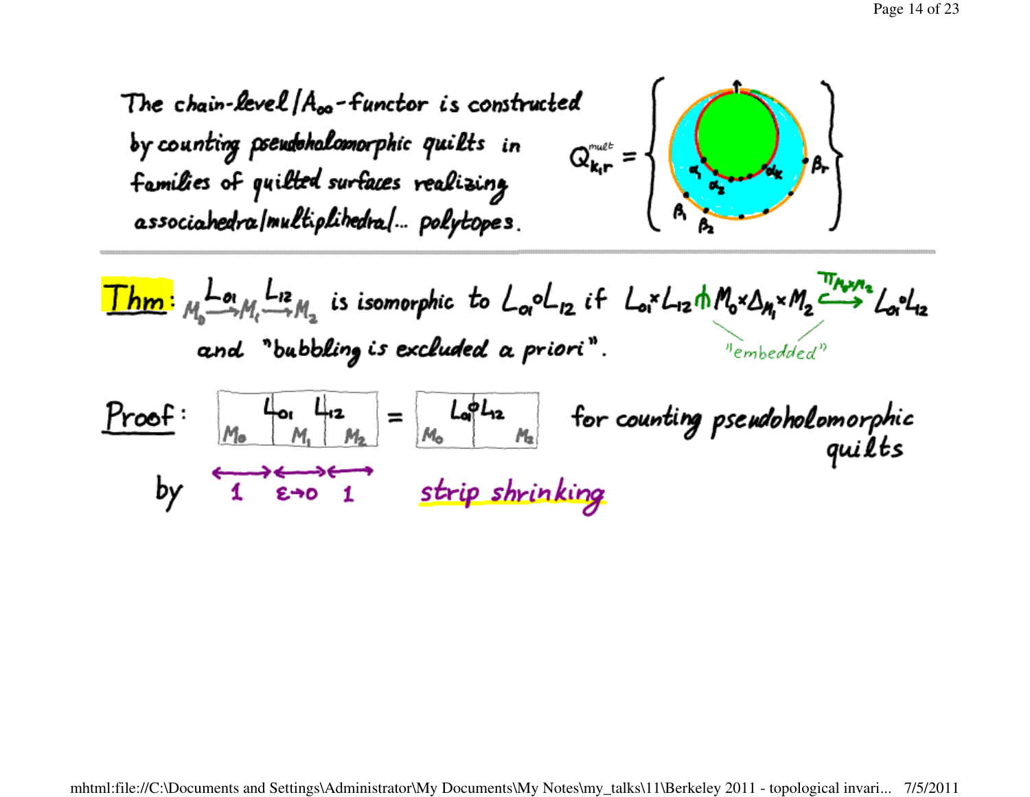The chain-level $A_\infty$-functor is constructed by counting pseudoholomorphic quilts in families of quilted surfaces realizing associahedra/multiplihedra/... polytopes.

$Q^{mult}_{k,r} = \{ \ldots \}$ ($\alpha_1, \alpha_2, \ldots, \alpha_k$; $\beta_1, \beta_2, \ldots, \beta_r$)

---

**Thm:** $M_0 \xrightarrow{L_{01}} M_1 \xrightarrow{L_{12}} M_2$ is isomorphic to $L_{01} \circ L_{12}$ if $L_{01} \times L_{12} \pitchfork M_0 \times \Delta_{M_1} \times M_2 \xhookrightarrow{\pi_{M_0 \times M_2}} L_{01} \circ L_{12}$ "embedded" and "bubbling is excluded a priori".

**Proof:** 

| $L_{01}$ | $L_{12}$ | |
|---|---|---|
| $M_0$ | $M_1$ | $M_2$ |

$=$

| $L_{01} \circ L_{12}$ | |
|---|---|
| $M_0$ | $M_2$ |

for counting pseudoholomorphic quilts

by $1 \quad \varepsilon \to 0 \quad 1$ strip shrinking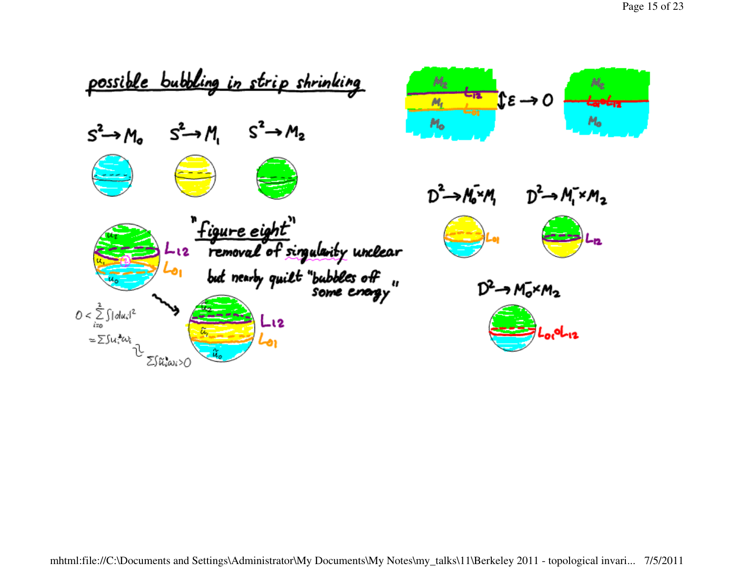## possible bubbling in strip shrinking

$S^2 \to M_0$ $\quad S^2 \to M_1$ $\quad S^2 \to M_2$

$M_2$, $L_{12}$, $M_1$, $L_{01}$, $M_0$ $\quad \updownarrow \varepsilon \to 0 \quad$ $M_2$, $L_{01} \circ L_{12}$, $M_0$

$D^2 \to M_0^- \times M_1$ $\quad$ $L_{01}$

$D^2 \to M_1^- \times M_2$ $\quad$ $L_{12}$

$D^2 \to M_0^- \times M_2$ $\quad$ $L_{01} \circ L_{12}$

"figure eight"

removal of singularity unclear

but nearby quilt "bubbles off some energy"

$u_2$, $u_1$, $u_0$, $L_{12}$, $L_{01}$

$\tilde{u}_2$, $\tilde{u}_1$, $\tilde{u}_0$, $L_{12}$, $L_{01}$

$$0 < \sum_{i=0}^{2} \int |du_i|^2 = \sum \int u_i^* \omega_i \;\wr\; \sum \int \tilde{u}_i^* \omega_i > 0$$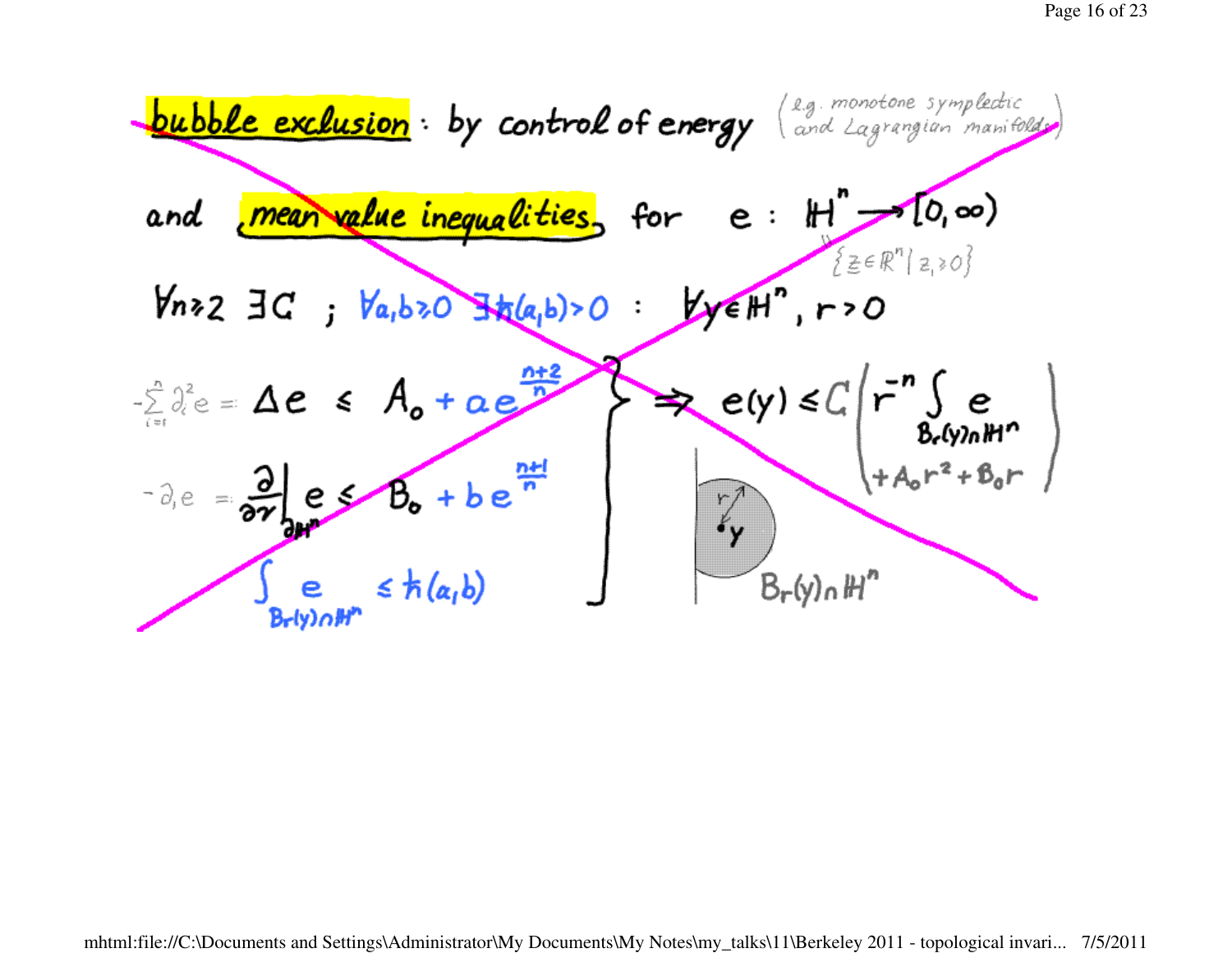**bubble exclusion** : by control of energy (e.g. monotone symplectic and Lagrangian manifolds)

and **mean value inequalities**, for $e : \mathbb{H}^n \to [0,\infty)$

$\mathbb{H}^n = \{ z \in \mathbb{R}^n \mid z_1 \geq 0 \}$

$\forall n \geq 2 \; \exists C \; ; \; \forall a,b \geq 0 \; \exists \hbar(a,b) > 0 \; : \; \forall y \in \mathbb{H}^n, r > 0$

$$
\left.
\begin{array}{l}
-\sum_{i=1}^{n} \partial_i^2 e = \Delta e \leq A_0 + a e^{\frac{n+2}{n}} \\[2mm]
-\partial_1 e = \left.\frac{\partial}{\partial \nu}\right|_{\partial \mathbb{H}^n} e \leq B_0 + b e^{\frac{n+1}{n}} \\[2mm]
\int_{B_r(y) \cap \mathbb{H}^n} e \leq \hbar(a,b)
\end{array}
\right\}
\Rightarrow e(y) \leq C \left( r^{-n} \int_{B_r(y) \cap \mathbb{H}^n} e + A_0 r^2 + B_0 r \right)
$$

$B_r(y) \cap \mathbb{H}^n$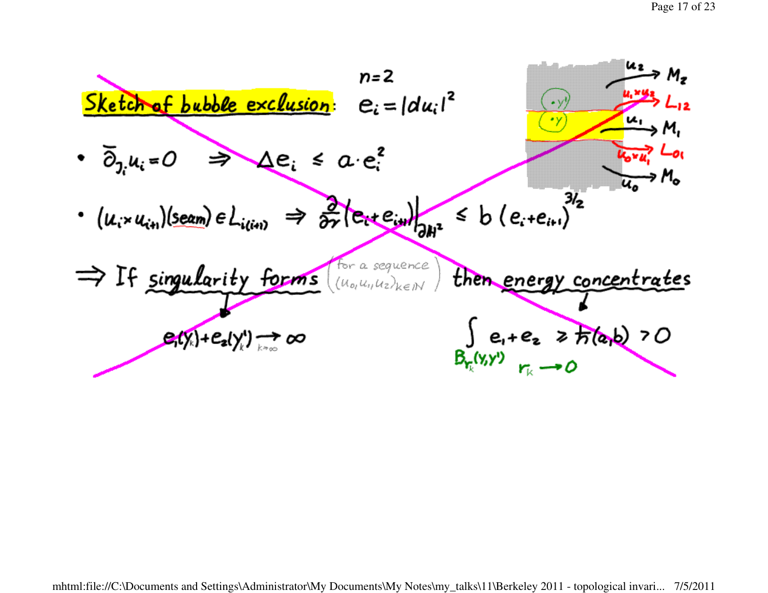## Sketch of bubble exclusion:

$n=2$

$e_i = |du_i|^2$

- $\bar{\partial}_{J_i} u_i = 0 \;\Rightarrow\; \Delta e_i \leq a \cdot e_i^2$
- $(u_i \times u_{i+1})(\text{seam}) \in L_{i(i+1)} \;\Rightarrow\; \frac{\partial}{\partial r}(e_i + e_{i+1})\Big|_{\partial H^2} \leq b\,(e_i + e_{i+1})^{3/2}$

$\Rightarrow$ If singularity forms (for a sequence $(u_0, u_1, u_2)_{k \in \mathbb{N}}$) then energy concentrates

$e_1(y_k) + e_2(y_k') \xrightarrow[k\to\infty]{} \infty$

$\int_{B_{r_k}(y,y')} e_1 + e_2 \geq \hbar(a,b) > 0$

$r_k \to 0$

$u_2 \to M_2$, $u_1 \times u_2 \to L_{12}$, $u_1 \to M_1$, $u_0 \times u_1 \to L_{01}$, $u_0 \to M_0$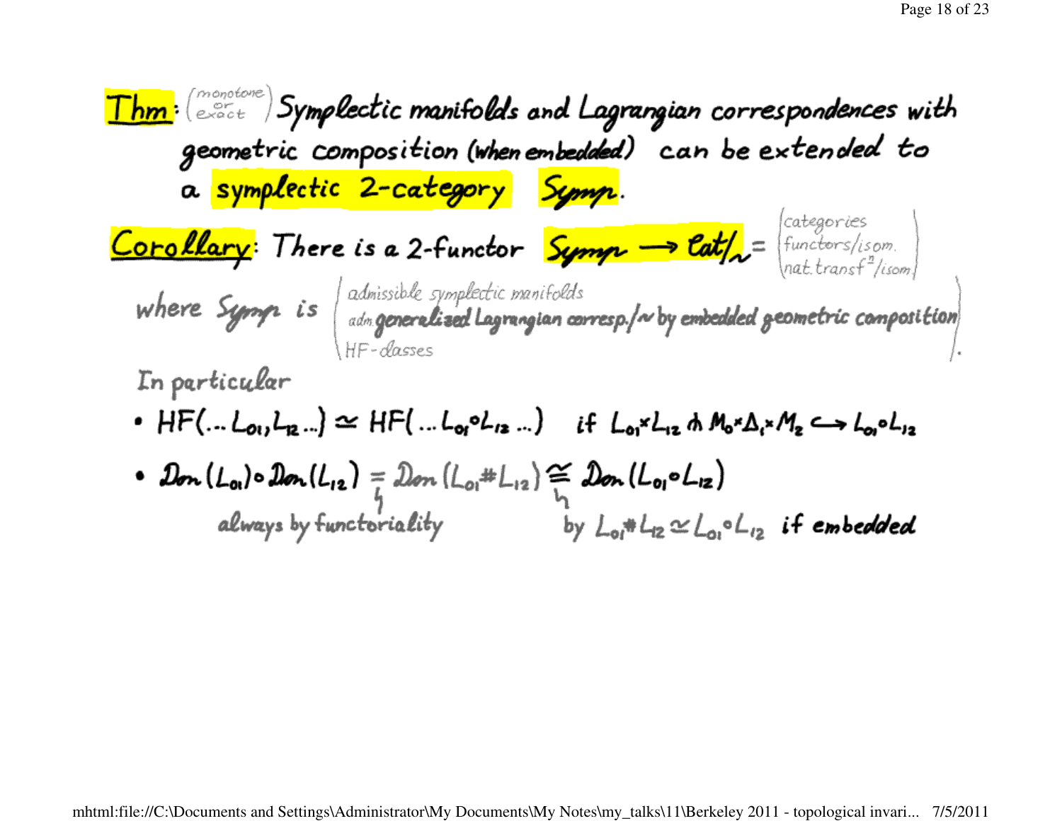**Thm**: (monotone or exact) Symplectic manifolds and Lagrangian correspondences with geometric composition (when embedded) can be extended to a **symplectic 2-category** **Symp**.

**Corollary**: There is a 2-functor $\mathrm{Symp} \longrightarrow \mathcal{C}at/_{\sim} = \begin{pmatrix} \text{categories} \\ \text{functors/isom.} \\ \text{nat. transf}^{\text{n}}\text{/isom} \end{pmatrix}$

where Symp is $\begin{pmatrix} \text{admissible symplectic manifolds} \\ \text{adm. generalized Lagrangian corresp.}/\sim \text{ by embedded geometric composition} \\ \text{HF-classes} \end{pmatrix}$.

In particular

- $HF(\ldots L_{01}, L_{12} \ldots) \simeq HF(\ldots L_{01} \circ L_{12} \ldots)$ if $L_{01} \times L_{12} \pitchfork M_0 \times \Delta_1 \times M_2 \hookrightarrow L_{01} \circ L_{12}$
- $\mathcal{D}on(L_{01}) \circ \mathcal{D}on(L_{12}) = \mathcal{D}on(L_{01} \# L_{12}) \cong \mathcal{D}on(L_{01} \circ L_{12})$

  (the $=$ holds always by functoriality; the $\cong$ holds by $L_{01} \# L_{12} \simeq L_{01} \circ L_{12}$ if embedded)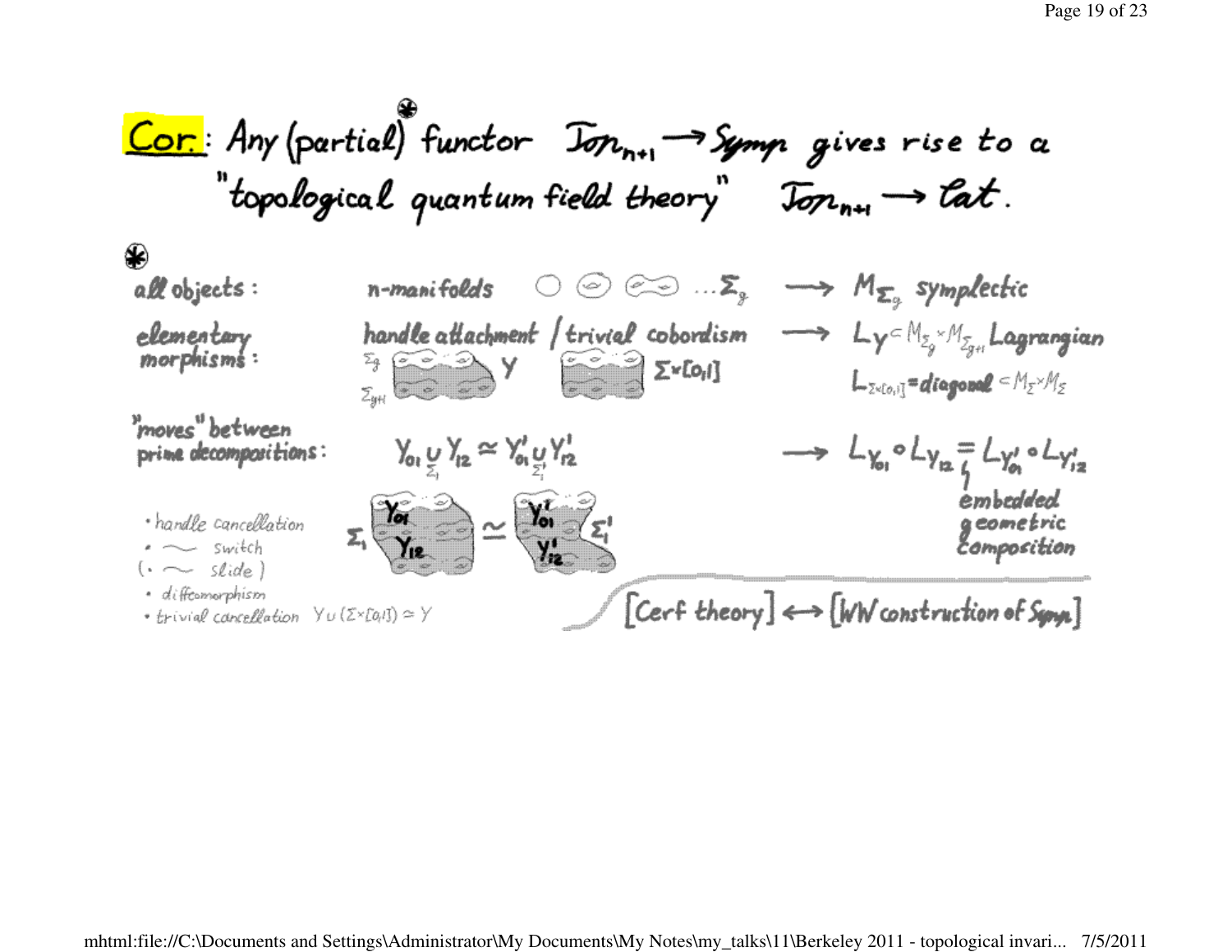**Cor.**: Any (partial)* functor $\mathcal{Top}_{n+1} \to \mathcal{Symp}$ gives rise to a "topological quantum field theory" $\mathcal{Top}_{n+1} \to \mathcal{Cat}$.

\*

**all objects:** n-manifolds $\quad \ldots \Sigma_g \quad \longrightarrow \quad M_{\Sigma_g}$ symplectic

**elementary morphisms:** handle attachment / trivial cobordism

$\Sigma_g$, $\Sigma_{g+1}$, $Y$ $\qquad$ $\Sigma \times [0,1]$

$\longrightarrow \quad L_Y \subset M_{\Sigma_g} \times M_{\Sigma_{g+1}}$ Lagrangian

$L_{\Sigma \times [0,1]} = \text{diagonal} \subset M_\Sigma \times M_\Sigma$

**"moves" between prime decompositions:**

$Y_{01} \underset{\Sigma_1}{\cup} Y_{12} \simeq Y'_{01} \underset{\Sigma'_1}{\cup} Y'_{12} \quad \longrightarrow \quad L_{Y_{01}} \circ L_{Y_{12}} = L_{Y'_{01}} \circ L_{Y'_{12}}$

(embedded geometric composition)

- handle cancellation
- ~ switch
- (· ~ slide)
- diffeomorphism
- trivial cancellation $Y \cup (\Sigma \times [0,1]) \simeq Y$

$\Sigma_1$: $Y_{01}$, $Y_{12}$ $\simeq$ $Y'_{01}$, $Y'_{12}$ : $\Sigma'_1$

[Cerf theory] $\longleftrightarrow$ [WW construction of $\mathcal{Symp}$]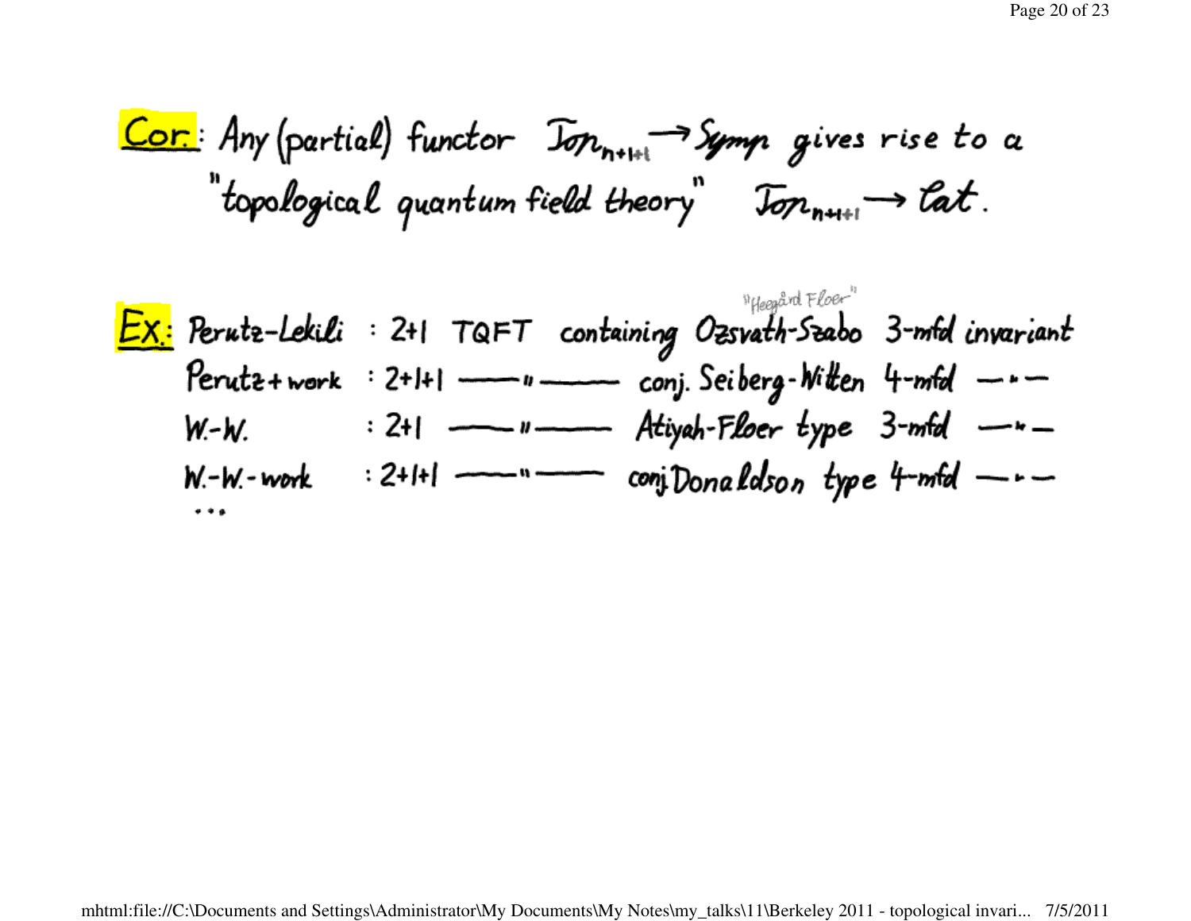**Cor.**: Any (partial) functor $\mathcal{T}op_{n+1+1} \to \mathcal{S}ymp$ gives rise to a "topological quantum field theory" $\mathcal{T}op_{n+1+1} \to \mathcal{C}at$.

**Ex.**:

| | | |
|---|---|---|
| Perutz-Lekili | : 2+1 TQFT | containing Ozsvath-Szabo ("Heegård Floer") 3-mfd invariant |
| Perutz + work | : 2+1+1 —— " —— | conj. Seiberg-Witten 4-mfd —"— |
| W.-W. | : 2+1 —— " —— | Atiyah-Floer type 3-mfd —"— |
| W.-W.-work | : 2+1+1 —— " —— | conj. Donaldson type 4-mfd —"— |

...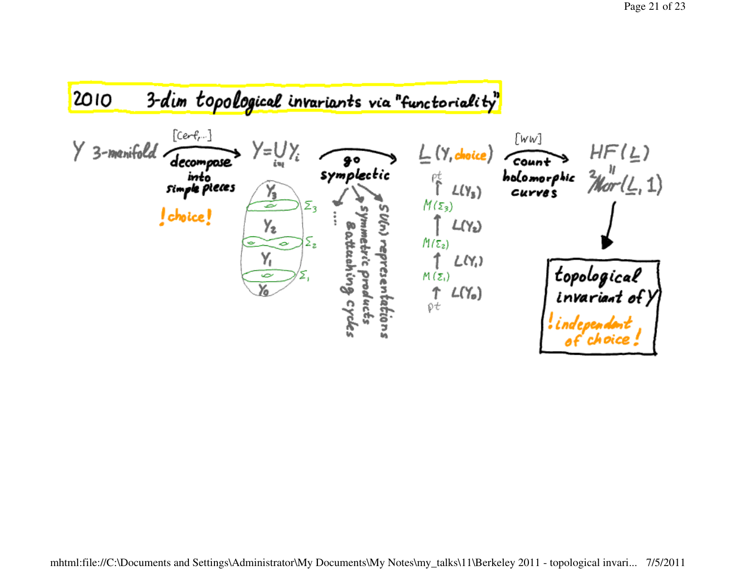# 2010 3-dim topological invariants via "functoriality"

$Y$ 3-manifold $\xrightarrow[\text{decompose into simple pieces}]{[\text{Cerf}, \ldots]}$ $Y = \bigcup_{i=1} Y_i$ $\xrightarrow{\text{go symplectic}}$ $\underline{L}(Y, \text{choice})$ $\xrightarrow[\text{count holomorphic curves}]{[\text{WW}]}$ $HF(\underline{L}) \cong {}^2\mathcal{M}or(\underline{L}, 1)$

! choice !

$Y_3$, $\Sigma_3$, $Y_2$, $\Sigma_2$, $Y_1$, $\Sigma_1$, $Y_0$

go symplectic:
- ...
- Bottacching cycles
- symmetric products
- SU(n) representations

pt
$\uparrow$ $L(Y_3)$
$M(\Sigma_3)$
$\uparrow$ $L(Y_2)$
$M(\Sigma_2)$
$\uparrow$ $L(Y_1)$
$M(\Sigma_1)$
$\uparrow$ $L(Y_0)$
pt

$\downarrow$

**topological invariant of $Y$**

! independent of choice !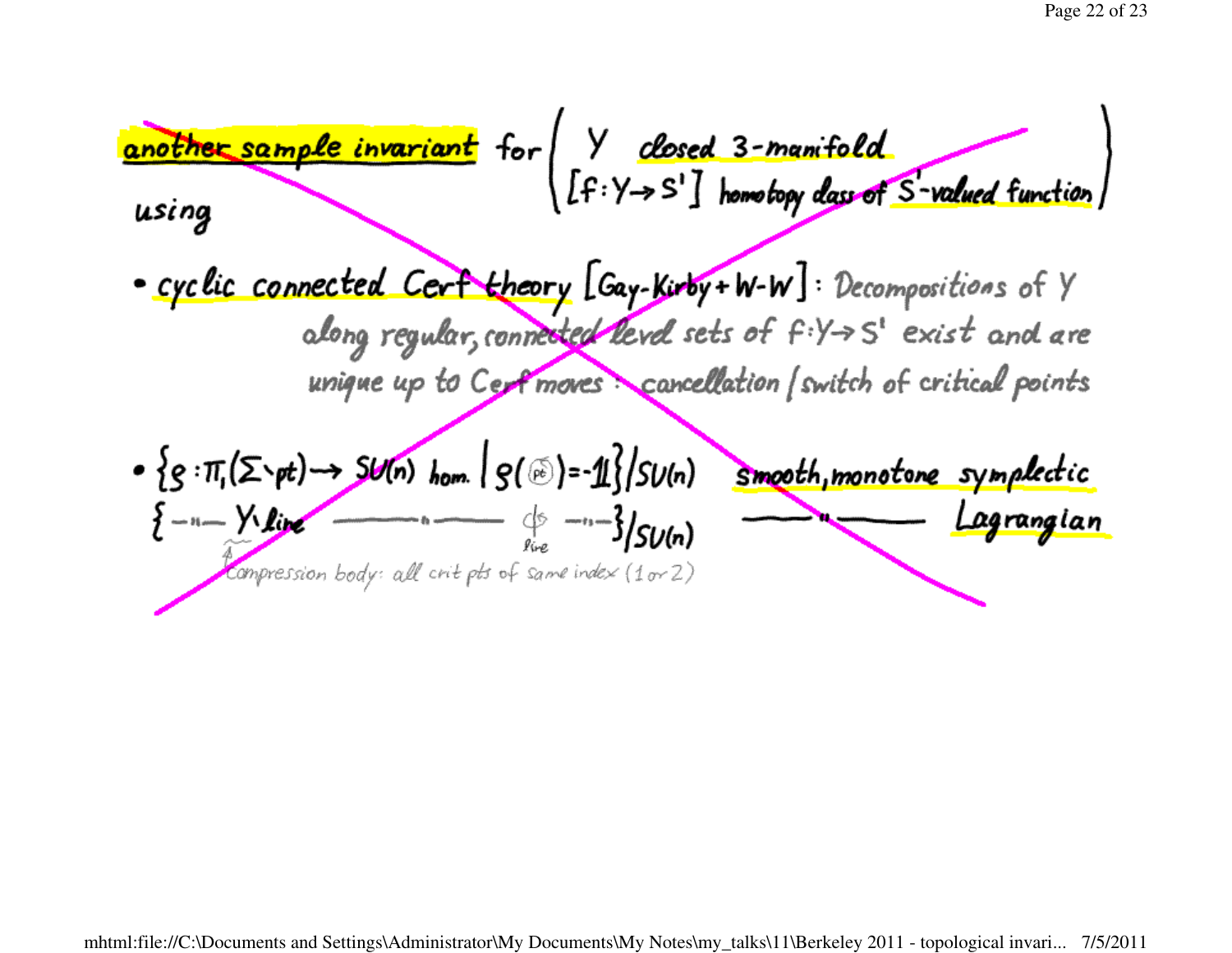**another sample invariant** for $\left( \begin{array}{l} Y \ \text{closed 3-manifold} \\ [f: Y \to S^1] \ \text{homotopy class of } S^1\text{-valued function} \end{array} \right)$

using

- cyclic connected Cerf theory [Gay-Kirby + W-W]: Decompositions of $Y$ along regular, connected level sets of $f: Y \to S^1$ exist and are unique up to Cerf moves: cancellation / switch of critical points

- $\{ \rho : \pi_1(\Sigma \setminus pt) \to SU(n) \text{ hom.} \mid \rho(\text{pt}) = -\mathbb{1} \} / SU(n)$ smooth, monotone symplectic
  $\{ \text{—"—} \ \widetilde{Y \setminus line} \ \text{———"———} \ \oint_{line} \text{—"—} \} / SU(n)$ ———"——— Lagrangian

  ↑ compression body: all crit pts of same index (1 or 2)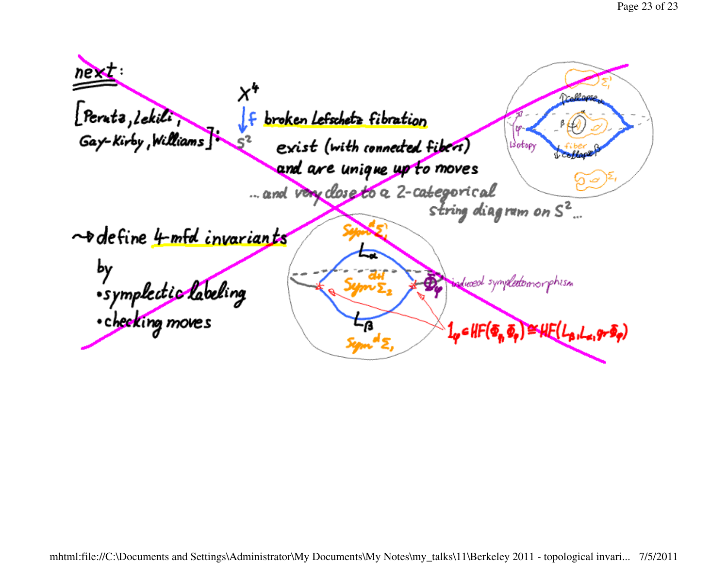## next:

[Perutz, Lekili, Gay-Kirby, Williams]:

$X^4$
$\downarrow f$ broken Lefschetz fibration
$S^2$

exist (with connected fibers) and are unique up to moves

... and very close to a 2-categorical string diagram on $S^2$...

$\rightsquigarrow$ define 4-mfd invariants by

- symplectic labeling
- checking moves

$\Sigma_1'$

collapse $\alpha$

$\beta$ $\alpha$

$\varphi$

isotopy

fiber

collapse $\beta$

$\Sigma_1$

$\mathrm{Sym}^d \Sigma_1'$

$L_\alpha$

$\mathrm{Sym}^{d+1} \Sigma_2$

$\Phi_\varphi$ induced symplectomorphism

$L_\beta$

$\mathrm{Sym}^d \Sigma_1$

$1_\varphi \in HF(\Phi_{\varphi}, \Phi_\varphi) \cong HF(L_\beta, L_\alpha, g \circ \Phi_\varphi)$